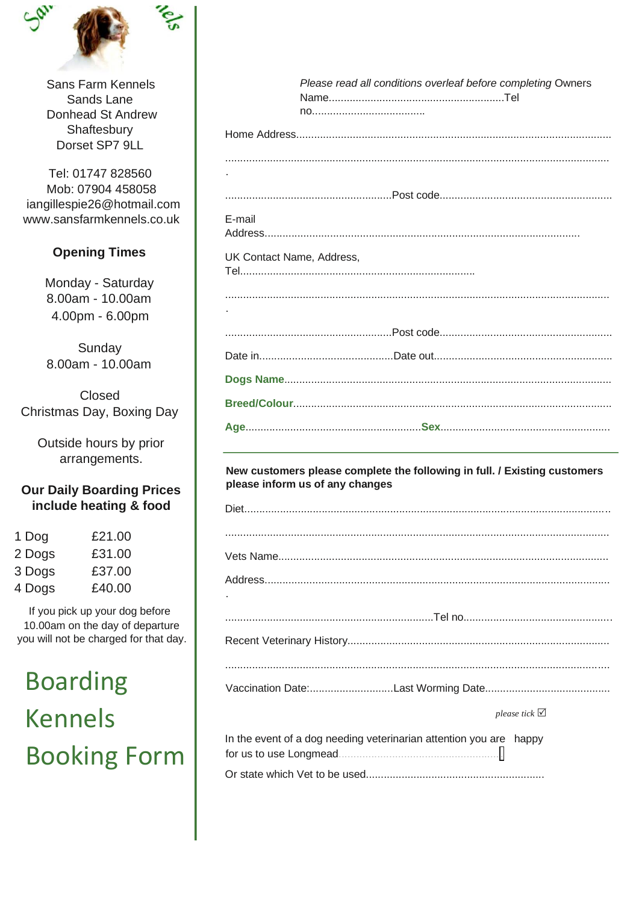Sans Farm Kennels
Sands Lane
Donhead St Andrew
Shaftesbury
Dorset SP7 9LL

Tel: 01747 828560
Mob: 07904 458058
iangillespie26@hotmail.com
www.sansfarmkennels.co.uk

**Opening Times**

Monday - Saturday
8.00am - 10.00am
4.00pm - 6.00pm

Sunday
8.00am - 10.00am

Closed
Christmas Day, Boxing Day

Outside hours by prior arrangements.

**Our Daily Boarding Prices include heating & food**

| | |
|---|---|
| 1 Dog | £21.00 |
| 2 Dogs | £31.00 |
| 3 Dogs | £37.00 |
| 4 Dogs | £40.00 |

If you pick up your dog before 10.00am on the day of departure you will not be charged for that day.

# Boarding Kennels Booking Form

*Please read all conditions overleaf before completing* Owners Name...........................................................Tel no......................................

Home Address.........................................................................................................

..................................................................................................................................

.........................................................Post code..........................................................

E-mail Address..........................................................................................................

UK Contact Name, Address, Tel...............................................................................

..................................................................................................................................

.........................................................Post code..........................................................

Date in.............................................Date out............................................................

**Dogs Name**.............................................................................................................

**Breed/Colour**..........................................................................................................

**Age**...........................................................**Sex**.........................................................

---

**New customers please complete the following in full. / Existing customers please inform us of any changes**

Diet.........................................................................................................................

..................................................................................................................................

Vets Name...............................................................................................................

Address.....................................................................................................................

......................................................................Tel no.................................................

Recent Veterinary History.........................................................................................

..................................................................................................................................

Vaccination Date:............................Last Worming Date..........................................

*please tick* ☑

In the event of a dog needing veterinarian attention you are happy for us to use Longmead....................................................... ☐

Or state which Vet to be used............................................................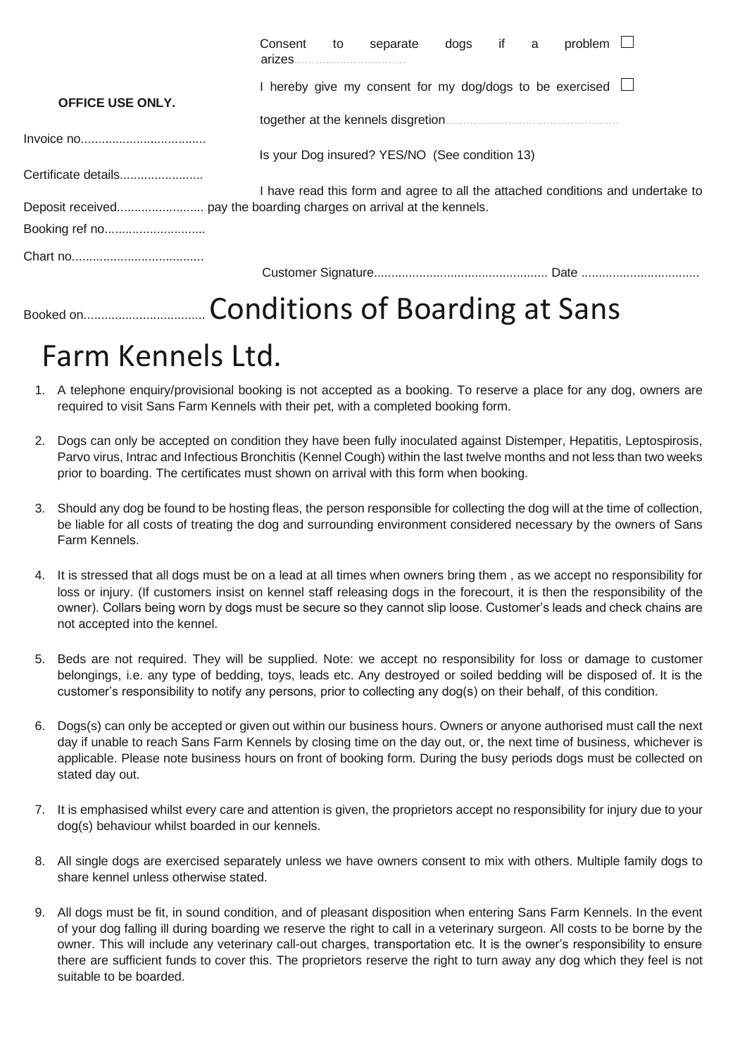Consent to separate dogs if a problem ☐ arizes................................

I hereby give my consent for my dog/dogs to be exercised ☐ together at the kennels disgretion..................................................

Is your Dog insured? YES/NO (See condition 13)

I have read this form and agree to all the attached conditions and undertake to pay the boarding charges on arrival at the kennels.

Customer Signature.................................................. Date ..................................

**OFFICE USE ONLY.**

Invoice no....................................

Certificate details........................

Deposit received.........................

Booking ref no.............................

Chart no......................................

Booked on..................................

# Conditions of Boarding at Sans Farm Kennels Ltd.

1. A telephone enquiry/provisional booking is not accepted as a booking. To reserve a place for any dog, owners are required to visit Sans Farm Kennels with their pet, with a completed booking form.

2. Dogs can only be accepted on condition they have been fully inoculated against Distemper, Hepatitis, Leptospirosis, Parvo virus, Intrac and Infectious Bronchitis (Kennel Cough) within the last twelve months and not less than two weeks prior to boarding. The certificates must shown on arrival with this form when booking.

3. Should any dog be found to be hosting fleas, the person responsible for collecting the dog will at the time of collection, be liable for all costs of treating the dog and surrounding environment considered necessary by the owners of Sans Farm Kennels.

4. It is stressed that all dogs must be on a lead at all times when owners bring them , as we accept no responsibility for loss or injury. (If customers insist on kennel staff releasing dogs in the forecourt, it is then the responsibility of the owner). Collars being worn by dogs must be secure so they cannot slip loose. Customer's leads and check chains are not accepted into the kennel.

5. Beds are not required. They will be supplied. Note: we accept no responsibility for loss or damage to customer belongings, i.e. any type of bedding, toys, leads etc. Any destroyed or soiled bedding will be disposed of. It is the customer's responsibility to notify any persons, prior to collecting any dog(s) on their behalf, of this condition.

6. Dogs(s) can only be accepted or given out within our business hours. Owners or anyone authorised must call the next day if unable to reach Sans Farm Kennels by closing time on the day out, or, the next time of business, whichever is applicable. Please note business hours on front of booking form. During the busy periods dogs must be collected on stated day out.

7. It is emphasised whilst every care and attention is given, the proprietors accept no responsibility for injury due to your dog(s) behaviour whilst boarded in our kennels.

8. All single dogs are exercised separately unless we have owners consent to mix with others. Multiple family dogs to share kennel unless otherwise stated.

9. All dogs must be fit, in sound condition, and of pleasant disposition when entering Sans Farm Kennels. In the event of your dog falling ill during boarding we reserve the right to call in a veterinary surgeon. All costs to be borne by the owner. This will include any veterinary call-out charges, transportation etc. It is the owner's responsibility to ensure there are sufficient funds to cover this. The proprietors reserve the right to turn away any dog which they feel is not suitable to be boarded.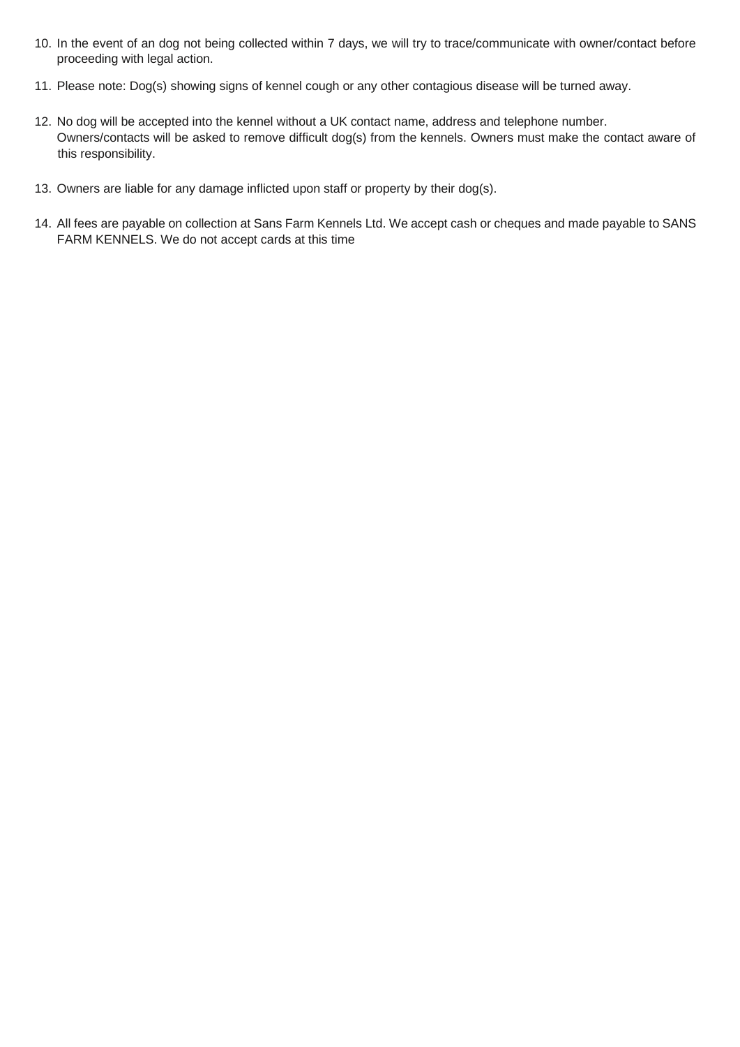10. In the event of an dog not being collected within 7 days, we will try to trace/communicate with owner/contact before proceeding with legal action.

11. Please note: Dog(s) showing signs of kennel cough or any other contagious disease will be turned away.

12. No dog will be accepted into the kennel without a UK contact name, address and telephone number. Owners/contacts will be asked to remove difficult dog(s) from the kennels. Owners must make the contact aware of this responsibility.

13. Owners are liable for any damage inflicted upon staff or property by their dog(s).

14. All fees are payable on collection at Sans Farm Kennels Ltd. We accept cash or cheques and made payable to SANS FARM KENNELS. We do not accept cards at this time